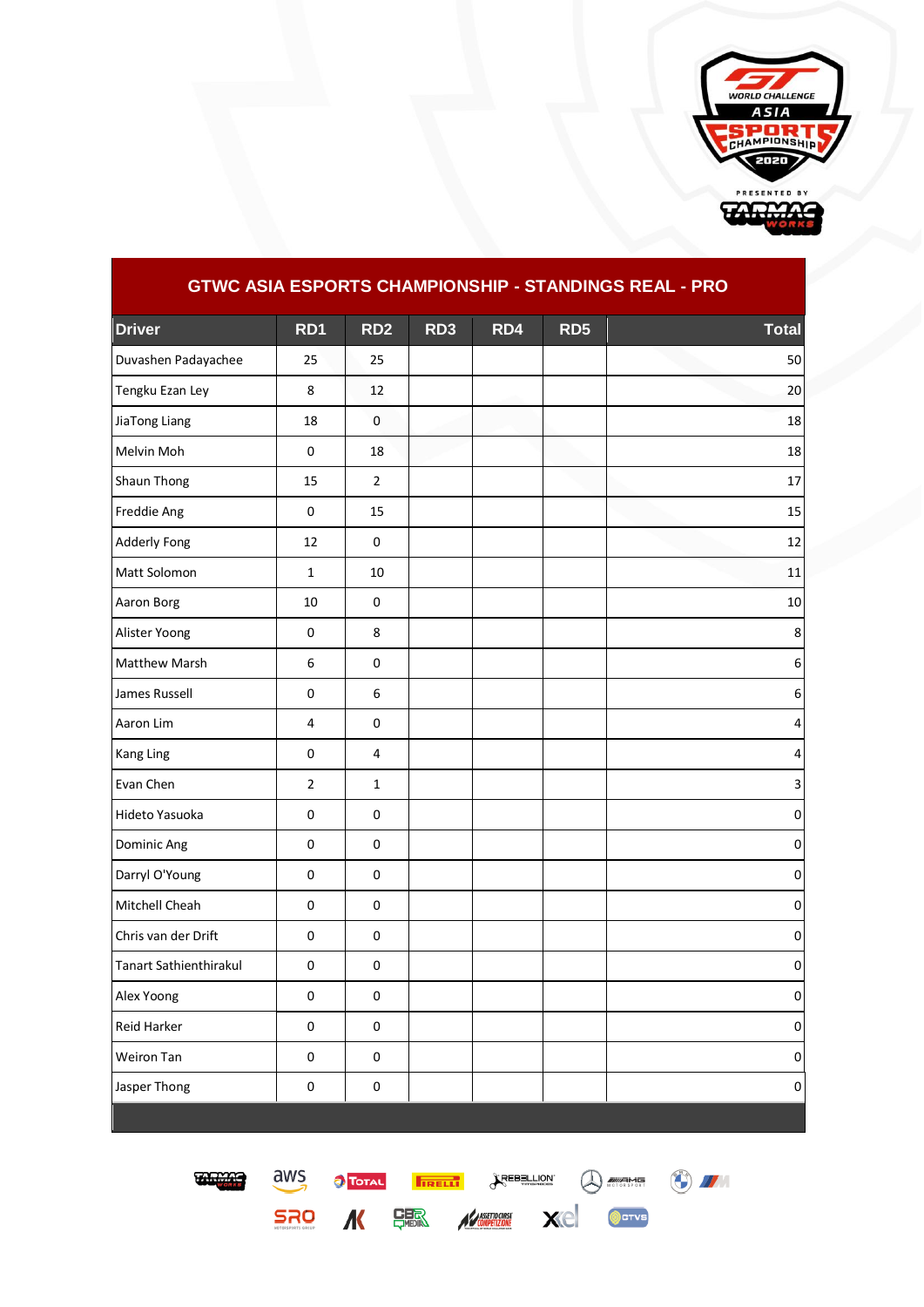# GTWC ASIA ESPORTS CHAMPIONSHIP - STANDINGS REAL - PRO

| Driver | RD1 | RD2 | RD3 | RD4 | RD5 | Total |
|---|---|---|---|---|---|---|
| Duvashen Padayachee | 25 | 25 | | | | 50 |
| Tengku Ezan Ley | 8 | 12 | | | | 20 |
| JiaTong Liang | 18 | 0 | | | | 18 |
| Melvin Moh | 0 | 18 | | | | 18 |
| Shaun Thong | 15 | 2 | | | | 17 |
| Freddie Ang | 0 | 15 | | | | 15 |
| Adderly Fong | 12 | 0 | | | | 12 |
| Matt Solomon | 1 | 10 | | | | 11 |
| Aaron Borg | 10 | 0 | | | | 10 |
| Alister Yoong | 0 | 8 | | | | 8 |
| Matthew Marsh | 6 | 0 | | | | 6 |
| James Russell | 0 | 6 | | | | 6 |
| Aaron Lim | 4 | 0 | | | | 4 |
| Kang Ling | 0 | 4 | | | | 4 |
| Evan Chen | 2 | 1 | | | | 3 |
| Hideto Yasuoka | 0 | 0 | | | | 0 |
| Dominic Ang | 0 | 0 | | | | 0 |
| Darryl O'Young | 0 | 0 | | | | 0 |
| Mitchell Cheah | 0 | 0 | | | | 0 |
| Chris van der Drift | 0 | 0 | | | | 0 |
| Tanart Sathienthirakul | 0 | 0 | | | | 0 |
| Alex Yoong | 0 | 0 | | | | 0 |
| Reid Harker | 0 | 0 | | | | 0 |
| Weiron Tan | 0 | 0 | | | | 0 |
| Jasper Thong | 0 | 0 | | | | 0 |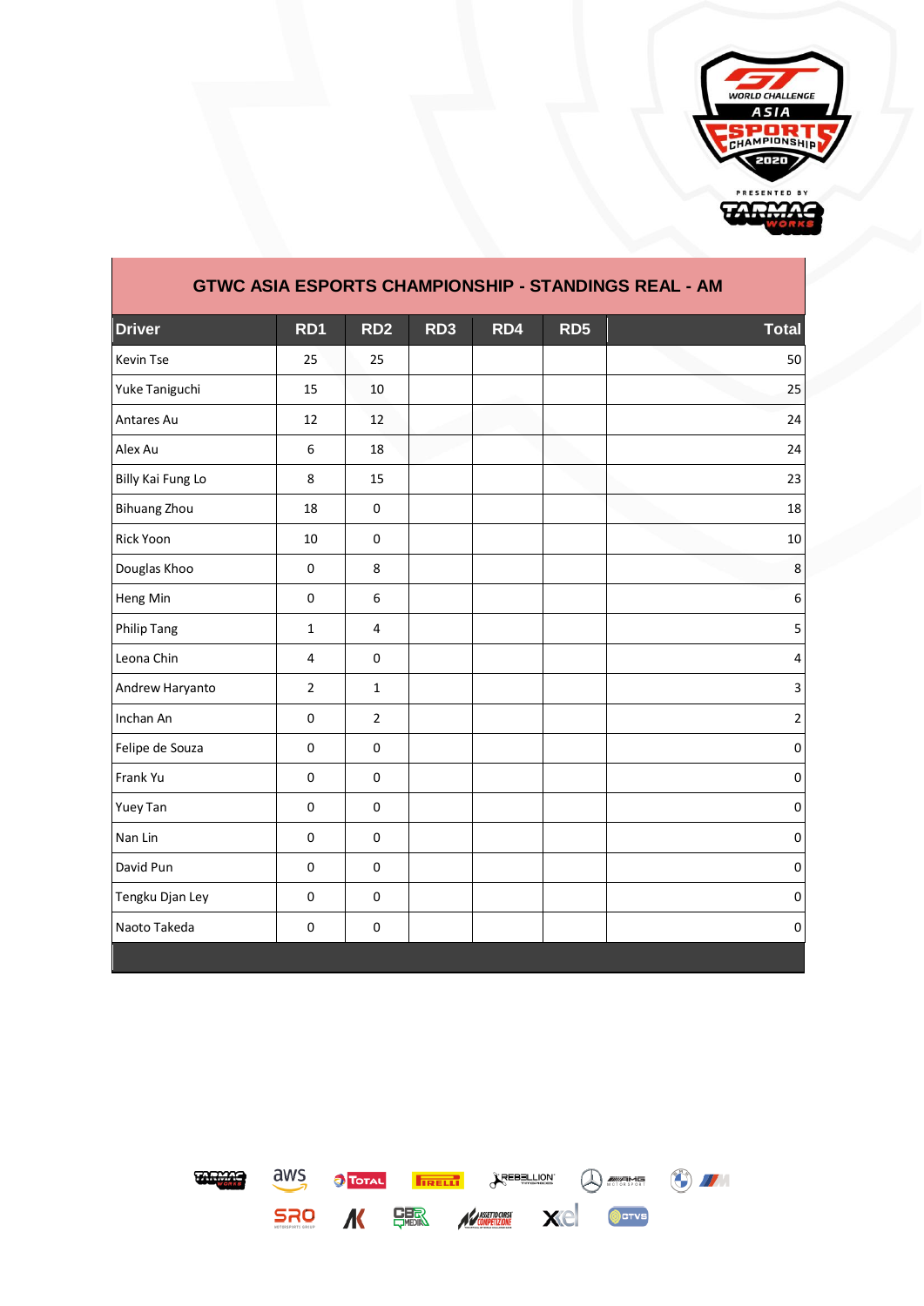## GTWC ASIA ESPORTS CHAMPIONSHIP - STANDINGS REAL - AM

| Driver | RD1 | RD2 | RD3 | RD4 | RD5 | Total |
|---|---|---|---|---|---|---|
| Kevin Tse | 25 | 25 | | | | 50 |
| Yuke Taniguchi | 15 | 10 | | | | 25 |
| Antares Au | 12 | 12 | | | | 24 |
| Alex Au | 6 | 18 | | | | 24 |
| Billy Kai Fung Lo | 8 | 15 | | | | 23 |
| Bihuang Zhou | 18 | 0 | | | | 18 |
| Rick Yoon | 10 | 0 | | | | 10 |
| Douglas Khoo | 0 | 8 | | | | 8 |
| Heng Min | 0 | 6 | | | | 6 |
| Philip Tang | 1 | 4 | | | | 5 |
| Leona Chin | 4 | 0 | | | | 4 |
| Andrew Haryanto | 2 | 1 | | | | 3 |
| Inchan An | 0 | 2 | | | | 2 |
| Felipe de Souza | 0 | 0 | | | | 0 |
| Frank Yu | 0 | 0 | | | | 0 |
| Yuey Tan | 0 | 0 | | | | 0 |
| Nan Lin | 0 | 0 | | | | 0 |
| David Pun | 0 | 0 | | | | 0 |
| Tengku Djan Ley | 0 | 0 | | | | 0 |
| Naoto Takeda | 0 | 0 | | | | 0 |